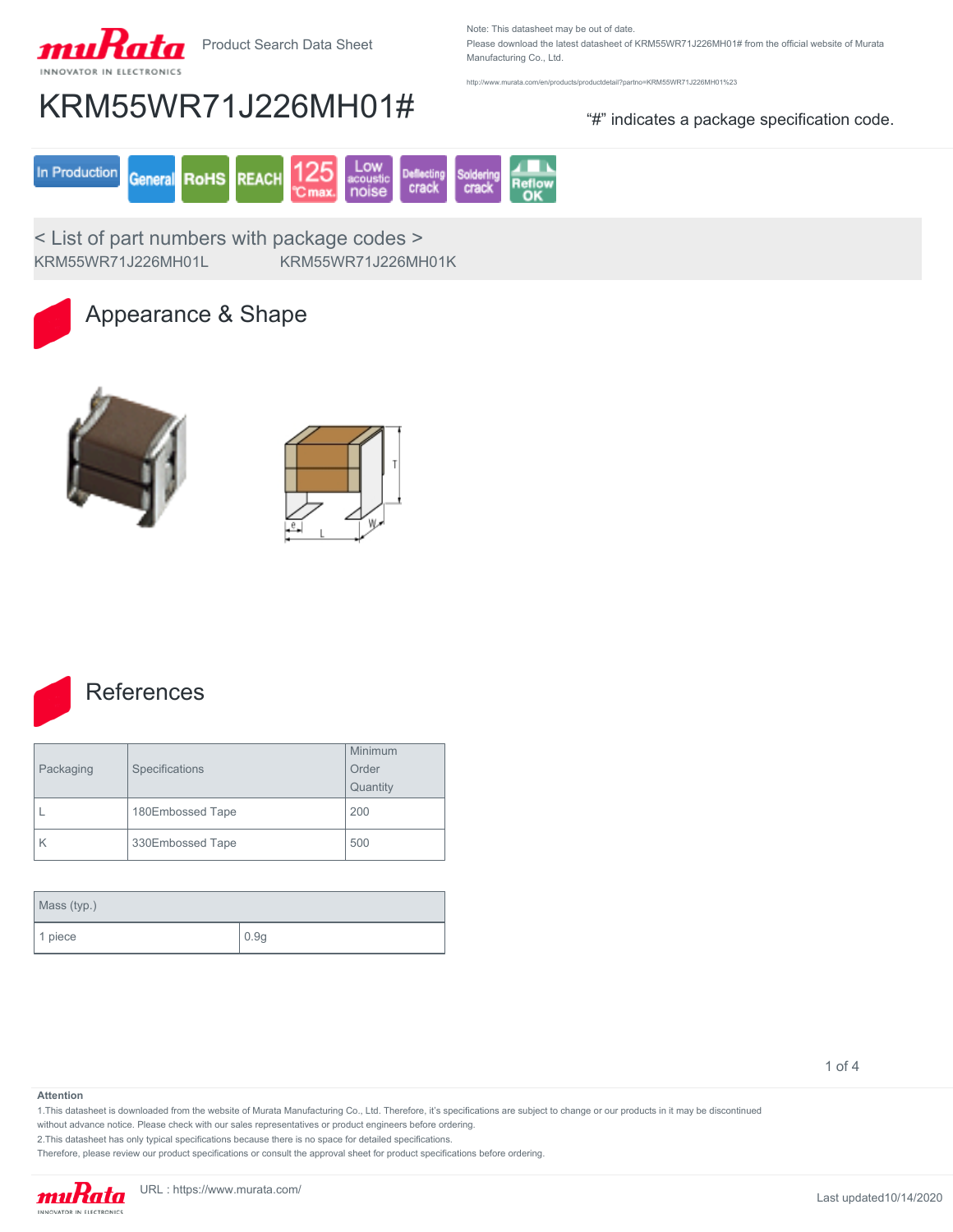Product Search Data Sheet

Note: This datasheet may be out of date.
Please download the latest datasheet of KRM55WR71J226MH01# from the official website of Murata Manufacturing Co., Ltd.

http://www.murata.com/en/products/productdetail?partno=KRM55WR71J226MH01%23

# KRM55WR71J226MH01#

"#" indicates a package specification code.

In Production | General | RoHS | REACH | 125 °C max. | Low acoustic noise | Deflecting crack | Soldering crack | Reflow OK

< List of part numbers with package codes >

KRM55WR71J226MH01L KRM55WR71J226MH01K

## Appearance & Shape

## References

| Packaging | Specifications | Minimum Order Quantity |
|---|---|---|
| L | 180Embossed Tape | 200 |
| K | 330Embossed Tape | 500 |

| Mass (typ.) | |
|---|---|
| 1 piece | 0.9g |

**Attention**

1.This datasheet is downloaded from the website of Murata Manufacturing Co., Ltd. Therefore, it's specifications are subject to change or our products in it may be discontinued without advance notice. Please check with our sales representatives or product engineers before ordering.
2.This datasheet has only typical specifications because there is no space for detailed specifications.
Therefore, please review our product specifications or consult the approval sheet for product specifications before ordering.

URL : https://www.murata.com/

Last updated10/14/2020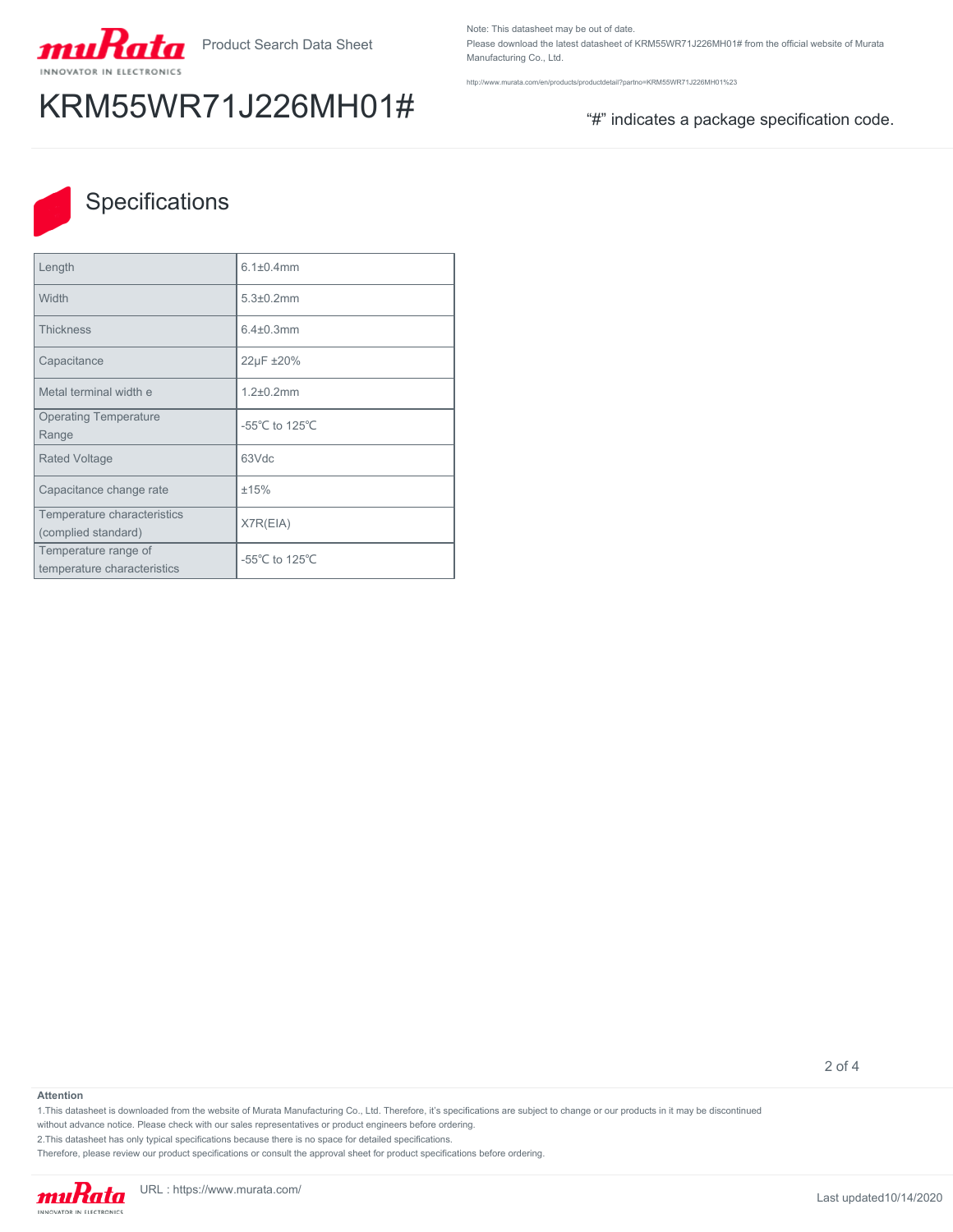Note: This datasheet may be out of date.
Please download the latest datasheet of KRM55WR71J226MH01# from the official website of Murata Manufacturing Co., Ltd.

http://www.murata.com/en/products/productdetail?partno=KRM55WR71J226MH01%23

Product Search Data Sheet

# KRM55WR71J226MH01#

"#" indicates a package specification code.

## Specifications

| | |
|---|---|
| Length | 6.1±0.4mm |
| Width | 5.3±0.2mm |
| Thickness | 6.4±0.3mm |
| Capacitance | 22μF ±20% |
| Metal terminal width e | 1.2±0.2mm |
| Operating Temperature Range | -55℃ to 125℃ |
| Rated Voltage | 63Vdc |
| Capacitance change rate | ±15% |
| Temperature characteristics (complied standard) | X7R(EIA) |
| Temperature range of temperature characteristics | -55℃ to 125℃ |

**Attention**

1.This datasheet is downloaded from the website of Murata Manufacturing Co., Ltd. Therefore, it's specifications are subject to change or our products in it may be discontinued without advance notice. Please check with our sales representatives or product engineers before ordering.

2.This datasheet has only typical specifications because there is no space for detailed specifications.

Therefore, please review our product specifications or consult the approval sheet for product specifications before ordering.

URL : https://www.murata.com/

Last updated10/14/2020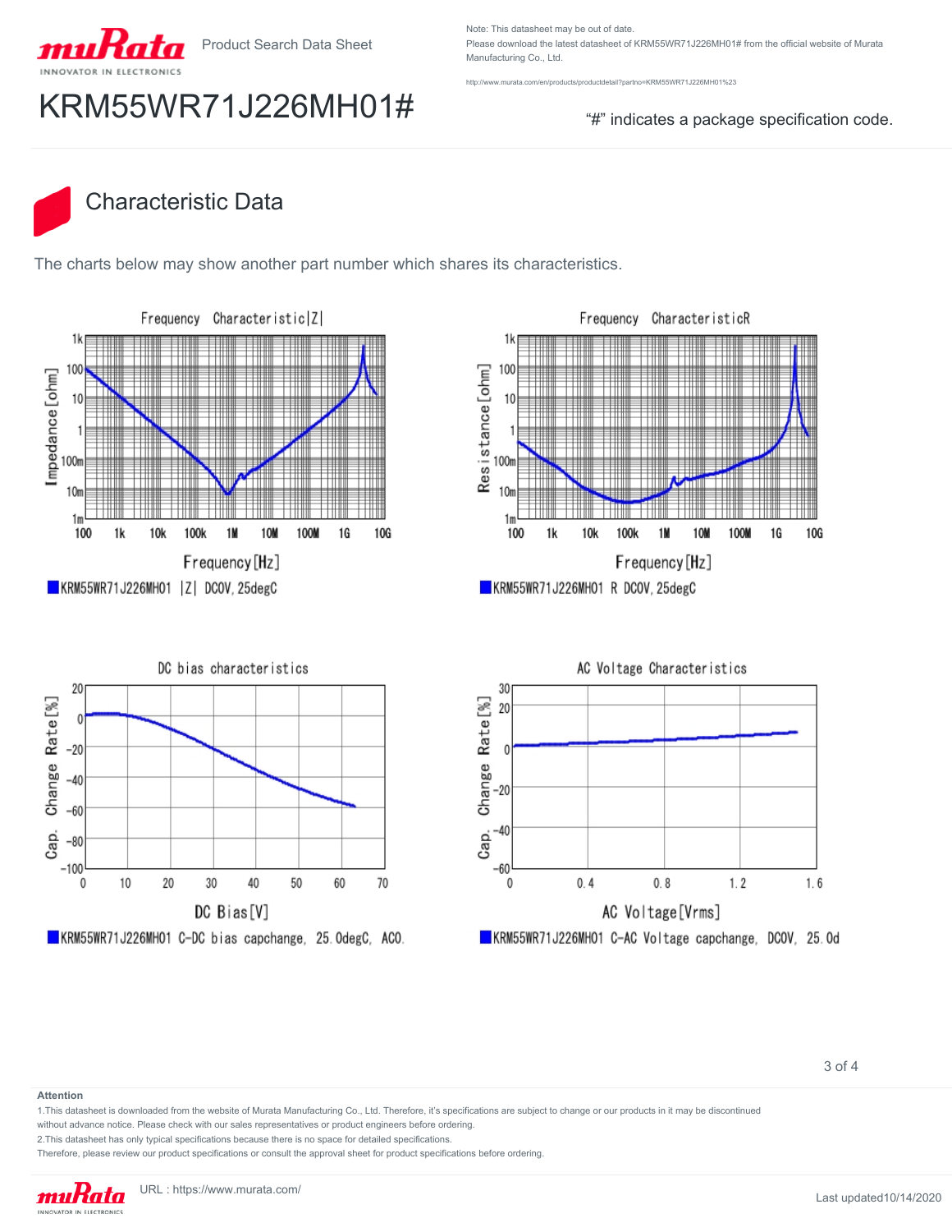Product Search Data Sheet

Note: This datasheet may be out of date.
Please download the latest datasheet of KRM55WR71J226MH01# from the official website of Murata Manufacturing Co., Ltd.

http://www.murata.com/en/products/productdetail?partno=KRM55WR71J226MH01%23

# KRM55WR71J226MH01#

"#" indicates a package specification code.

## Characteristic Data

The charts below may show another part number which shares its characteristics.

Frequency Characteristic|Z|

Impedance[ohm] vs. Frequency[Hz]

■KRM55WR71J226MH01 |Z| DCOV, 25degC

Frequency CharacteristicR

Resistance[ohm] vs. Frequency[Hz]

■KRM55WR71J226MH01 R DCOV, 25degC

DC bias characteristics

Cap. Change Rate[%] vs. DC Bias[V]

■KRM55WR71J226MH01 C-DC bias capchange, 25.0degC, AC0.

AC Voltage Characteristics

Cap. Change Rate[%] vs. AC Voltage[Vrms]

■KRM55WR71J226MH01 C-AC Voltage capchange, DCOV, 25.0d

**Attention**

1.This datasheet is downloaded from the website of Murata Manufacturing Co., Ltd. Therefore, it's specifications are subject to change or our products in it may be discontinued without advance notice. Please check with our sales representatives or product engineers before ordering.

2.This datasheet has only typical specifications because there is no space for detailed specifications.

Therefore, please review our product specifications or consult the approval sheet for product specifications before ordering.

URL : https://www.murata.com/

Last updated10/14/2020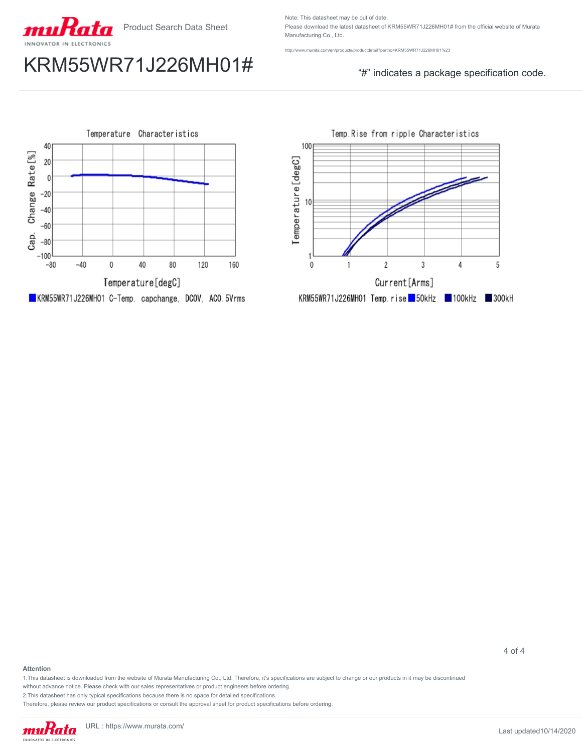Product Search Data Sheet

Note: This datasheet may be out of date.
Please download the latest datasheet of KRM55WR71J226MH01# from the official website of Murata Manufacturing Co., Ltd.

http://www.murata.com/en/products/productdetail?partno=KRM55WR71J226MH01%23

# KRM55WR71J226MH01#

"#" indicates a package specification code.

Temperature Characteristics

Cap. Change Rate[%]

40
20
0
-20
-40
-60
-80
-100

-80 -40 0 40 80 120 160

Temperature[degC]

KRM55WR71J226MH01 C-Temp. capchange, DC0V, AC0.5Vrms

Temp.Rise from ripple Characteristics

Temperature[degC]

100
10
1

0 1 2 3 4 5

Current[Arms]

KRM55WR71J226MH01 Temp.rise 50kHz 100kHz 300kH

**Attention**

1.This datasheet is downloaded from the website of Murata Manufacturing Co., Ltd. Therefore, it's specifications are subject to change or our products in it may be discontinued without advance notice. Please check with our sales representatives or product engineers before ordering.

2.This datasheet has only typical specifications because there is no space for detailed specifications.
Therefore, please review our product specifications or consult the approval sheet for product specifications before ordering.

URL : https://www.murata.com/

Last updated10/14/2020